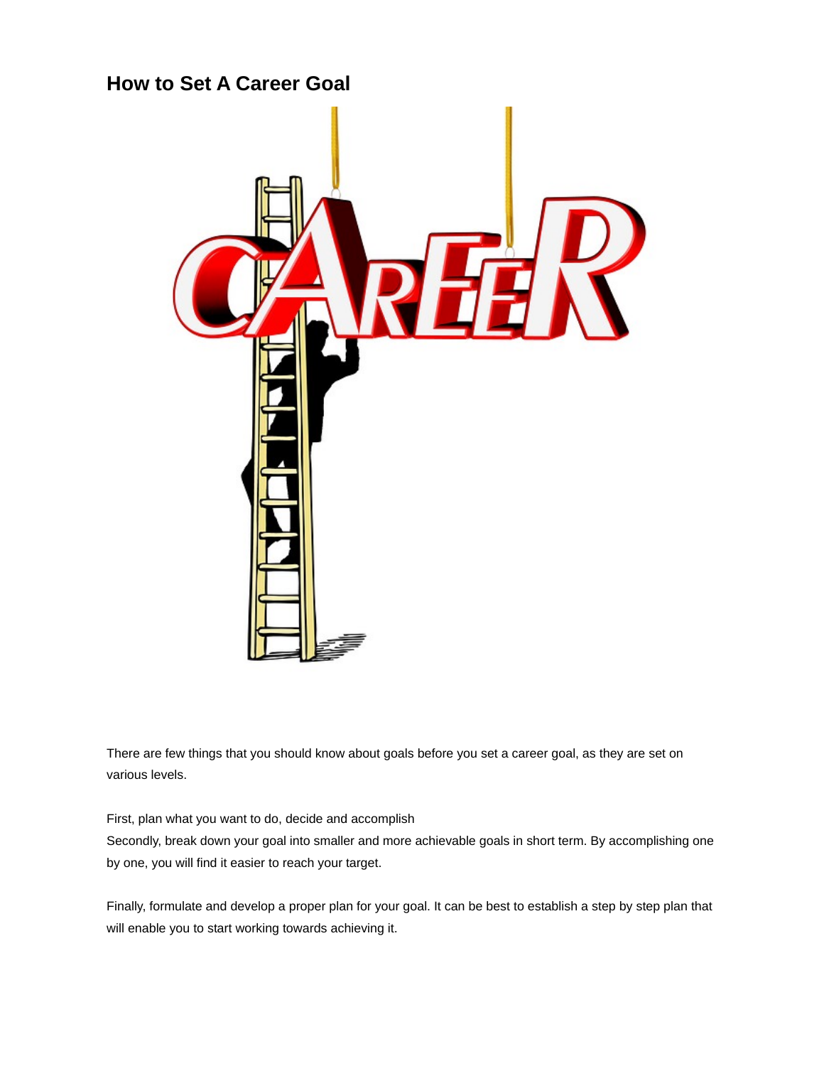# How to Set A Career Goal

There are few things that you should know about goals before you set a career goal, as they are set on various levels.

First, plan what you want to do, decide and accomplish
Secondly, break down your goal into smaller and more achievable goals in short term. By accomplishing one by one, you will find it easier to reach your target.

Finally, formulate and develop a proper plan for your goal. It can be best to establish a step by step plan that will enable you to start working towards achieving it.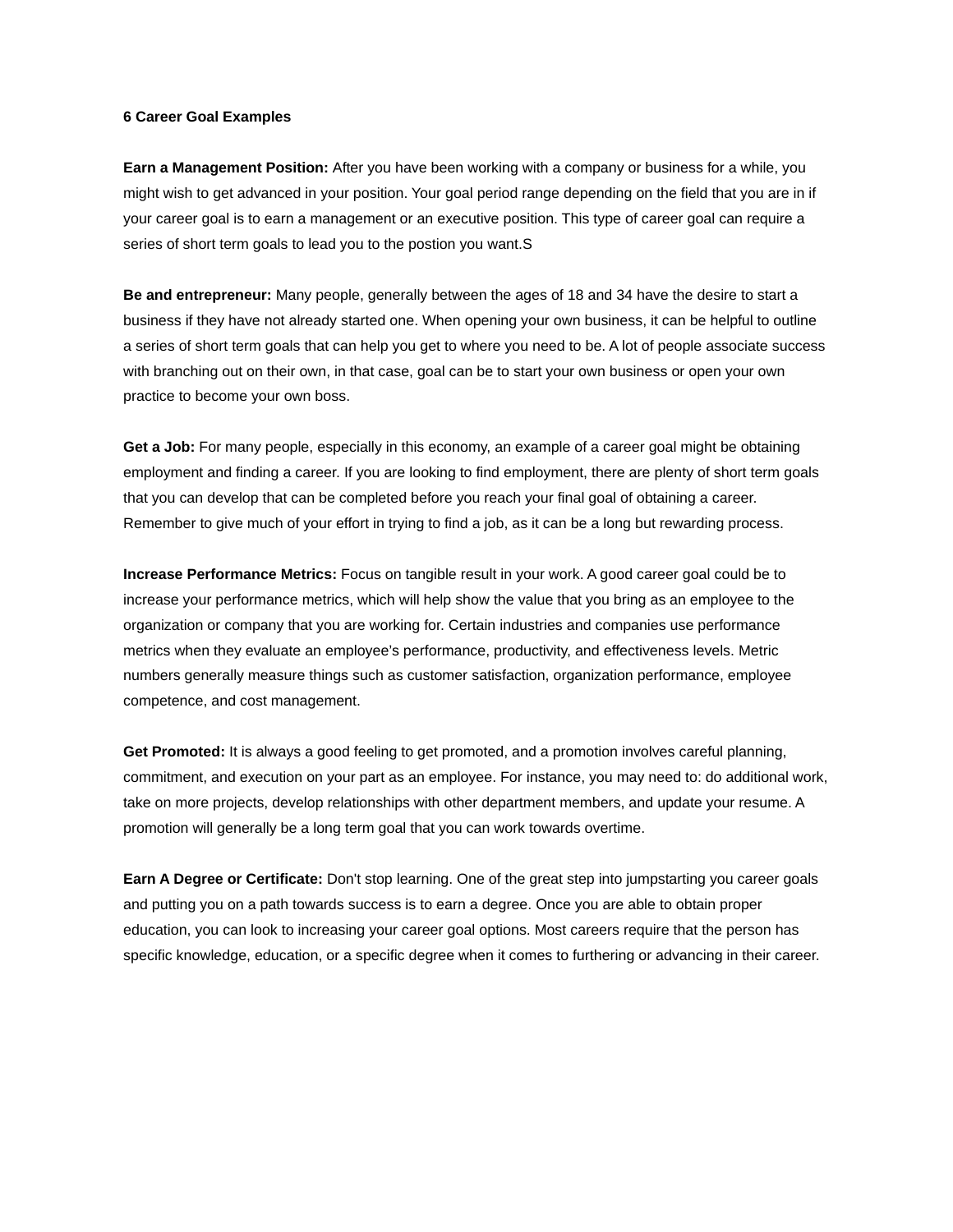**6 Career Goal Examples**

**Earn a Management Position:** After you have been working with a company or business for a while, you might wish to get advanced in your position. Your goal period range depending on the field that you are in if your career goal is to earn a management or an executive position. This type of career goal can require a series of short term goals to lead you to the postion you want.S

**Be and entrepreneur:** Many people, generally between the ages of 18 and 34 have the desire to start a business if they have not already started one. When opening your own business, it can be helpful to outline a series of short term goals that can help you get to where you need to be. A lot of people associate success with branching out on their own, in that case, goal can be to start your own business or open your own practice to become your own boss.

**Get a Job:** For many people, especially in this economy, an example of a career goal might be obtaining employment and finding a career. If you are looking to find employment, there are plenty of short term goals that you can develop that can be completed before you reach your final goal of obtaining a career. Remember to give much of your effort in trying to find a job, as it can be a long but rewarding process.

**Increase Performance Metrics:** Focus on tangible result in your work. A good career goal could be to increase your performance metrics, which will help show the value that you bring as an employee to the organization or company that you are working for. Certain industries and companies use performance metrics when they evaluate an employee's performance, productivity, and effectiveness levels. Metric numbers generally measure things such as customer satisfaction, organization performance, employee competence, and cost management.

**Get Promoted:** It is always a good feeling to get promoted, and a promotion involves careful planning, commitment, and execution on your part as an employee. For instance, you may need to: do additional work, take on more projects, develop relationships with other department members, and update your resume. A promotion will generally be a long term goal that you can work towards overtime.

**Earn A Degree or Certificate:** Don't stop learning. One of the great step into jumpstarting you career goals and putting you on a path towards success is to earn a degree. Once you are able to obtain proper education, you can look to increasing your career goal options. Most careers require that the person has specific knowledge, education, or a specific degree when it comes to furthering or advancing in their career.